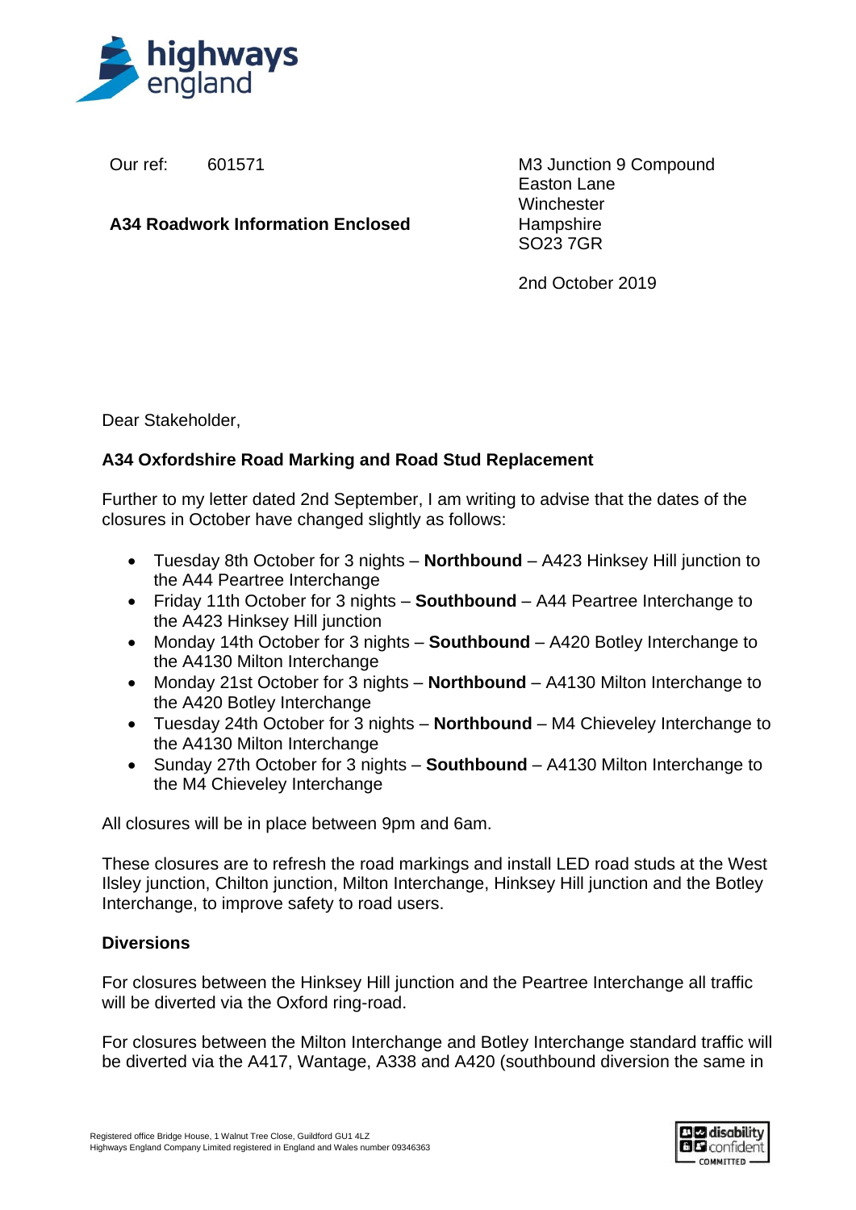Our ref: 601571

**A34 Roadwork Information Enclosed**

M3 Junction 9 Compound
Easton Lane
Winchester
Hampshire
SO23 7GR

2nd October 2019

Dear Stakeholder,

**A34 Oxfordshire Road Marking and Road Stud Replacement**

Further to my letter dated 2nd September, I am writing to advise that the dates of the closures in October have changed slightly as follows:

- Tuesday 8th October for 3 nights – **Northbound** – A423 Hinksey Hill junction to the A44 Peartree Interchange
- Friday 11th October for 3 nights – **Southbound** – A44 Peartree Interchange to the A423 Hinksey Hill junction
- Monday 14th October for 3 nights – **Southbound** – A420 Botley Interchange to the A4130 Milton Interchange
- Monday 21st October for 3 nights – **Northbound** – A4130 Milton Interchange to the A420 Botley Interchange
- Tuesday 24th October for 3 nights – **Northbound** – M4 Chieveley Interchange to the A4130 Milton Interchange
- Sunday 27th October for 3 nights – **Southbound** – A4130 Milton Interchange to the M4 Chieveley Interchange

All closures will be in place between 9pm and 6am.

These closures are to refresh the road markings and install LED road studs at the West Ilsley junction, Chilton junction, Milton Interchange, Hinksey Hill junction and the Botley Interchange, to improve safety to road users.

**Diversions**

For closures between the Hinksey Hill junction and the Peartree Interchange all traffic will be diverted via the Oxford ring-road.

For closures between the Milton Interchange and Botley Interchange standard traffic will be diverted via the A417, Wantage, A338 and A420 (southbound diversion the same in

Registered office Bridge House, 1 Walnut Tree Close, Guildford GU1 4LZ
Highways England Company Limited registered in England and Wales number 09346363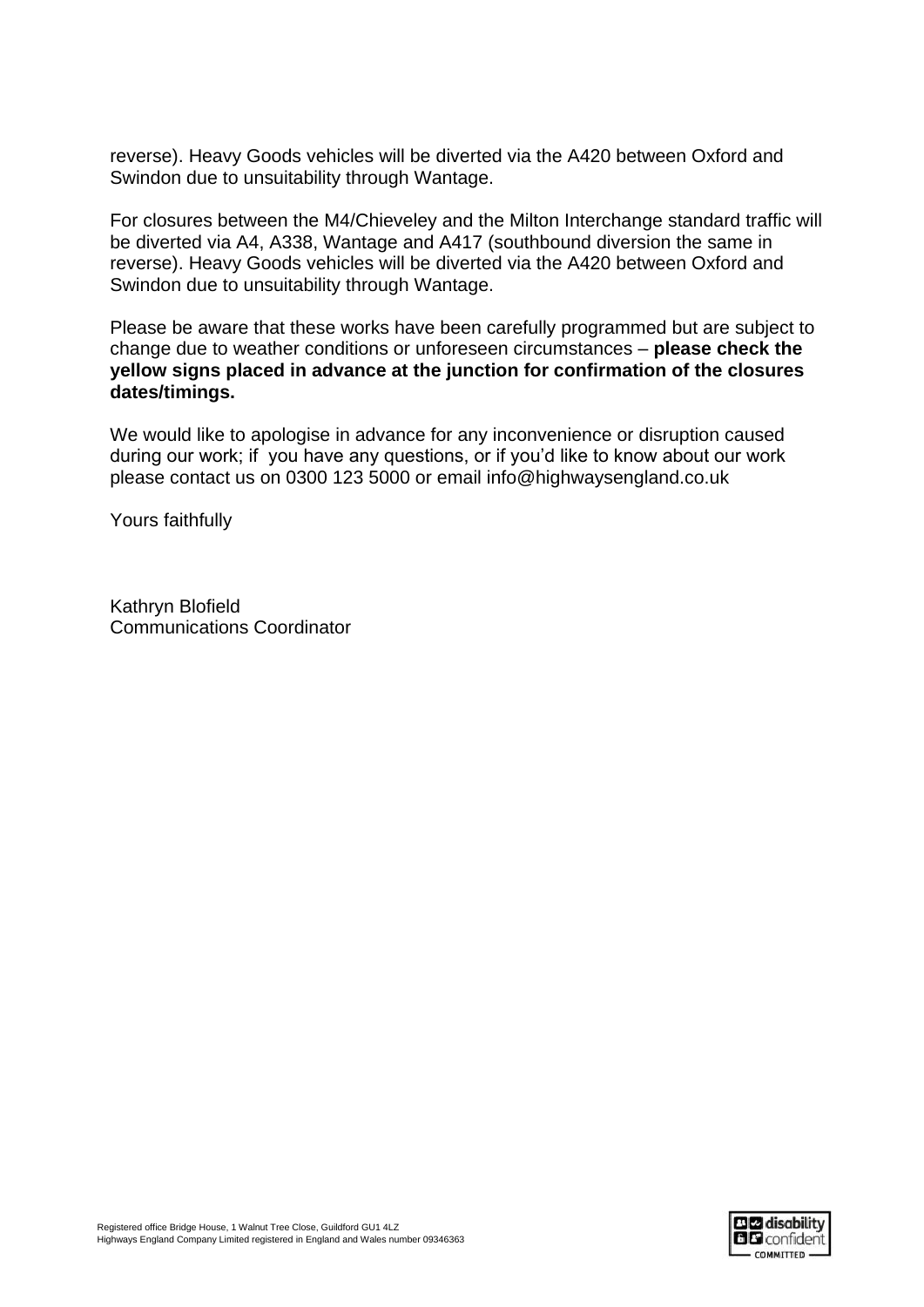reverse). Heavy Goods vehicles will be diverted via the A420 between Oxford and Swindon due to unsuitability through Wantage.

For closures between the M4/Chieveley and the Milton Interchange standard traffic will be diverted via A4, A338, Wantage and A417 (southbound diversion the same in reverse). Heavy Goods vehicles will be diverted via the A420 between Oxford and Swindon due to unsuitability through Wantage.

Please be aware that these works have been carefully programmed but are subject to change due to weather conditions or unforeseen circumstances – **please check the yellow signs placed in advance at the junction for confirmation of the closures dates/timings.**

We would like to apologise in advance for any inconvenience or disruption caused during our work; if you have any questions, or if you'd like to know about our work please contact us on 0300 123 5000 or email info@highwaysengland.co.uk

Yours faithfully

Kathryn Blofield
Communications Coordinator

Registered office Bridge House, 1 Walnut Tree Close, Guildford GU1 4LZ
Highways England Company Limited registered in England and Wales number 09346363

disability confident COMMITTED